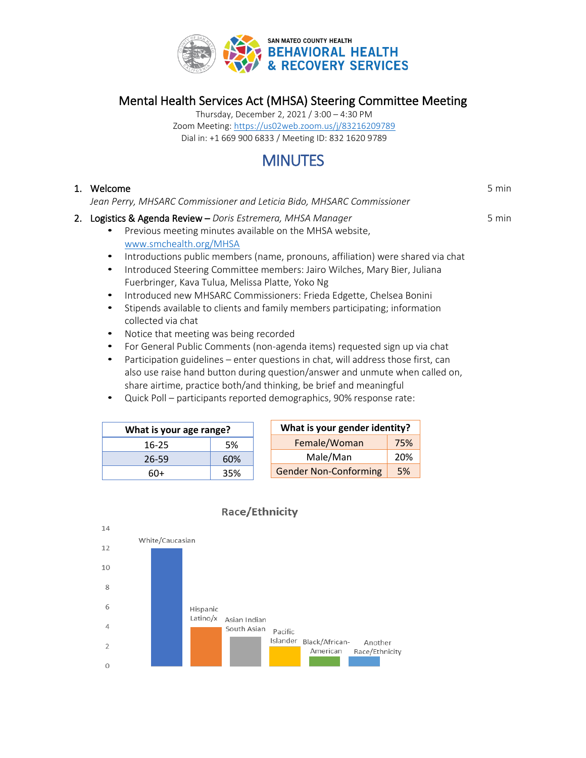SAN MATEO COUNTY HEALTH
**BEHAVIORAL HEALTH & RECOVERY SERVICES**

# Mental Health Services Act (MHSA) Steering Committee Meeting

Thursday, December 2, 2021 / 3:00 – 4:30 PM
Zoom Meeting: https://us02web.zoom.us/j/83216209789
Dial in: +1 669 900 6833 / Meeting ID: 832 1620 9789

## MINUTES

1. Welcome — 5 min
   *Jean Perry, MHSARC Commissioner and Leticia Bido, MHSARC Commissioner*

2. Logistics & Agenda Review – *Doris Estremera, MHSA Manager* — 5 min
   - Previous meeting minutes available on the MHSA website, www.smchealth.org/MHSA
   - Introductions public members (name, pronouns, affiliation) were shared via chat
   - Introduced Steering Committee members: Jairo Wilches, Mary Bier, Juliana Fuerbringer, Kava Tulua, Melissa Platte, Yoko Ng
   - Introduced new MHSARC Commissioners: Frieda Edgette, Chelsea Bonini
   - Stipends available to clients and family members participating; information collected via chat
   - Notice that meeting was being recorded
   - For General Public Comments (non-agenda items) requested sign up via chat
   - Participation guidelines – enter questions in chat, will address those first, can also use raise hand button during question/answer and unmute when called on, share airtime, practice both/and thinking, be brief and meaningful
   - Quick Poll – participants reported demographics, 90% response rate:

| What is your age range? | |
|---|---|
| 16-25 | 5% |
| 26-59 | 60% |
| 60+ | 35% |

| What is your gender identity? | |
|---|---|
| Female/Woman | 75% |
| Male/Man | 20% |
| Gender Non-Conforming | 5% |

**Race/Ethnicity**

| Race/Ethnicity | Count (approx.) |
|---|---|
| White/Caucasian | 12 |
| Hispanic Latino/x | 4 |
| Asian Indian South Asian | 3 |
| Pacific Islander | 2 |
| Black/African-American | 1 |
| Another Race/Ethnicity | 1 |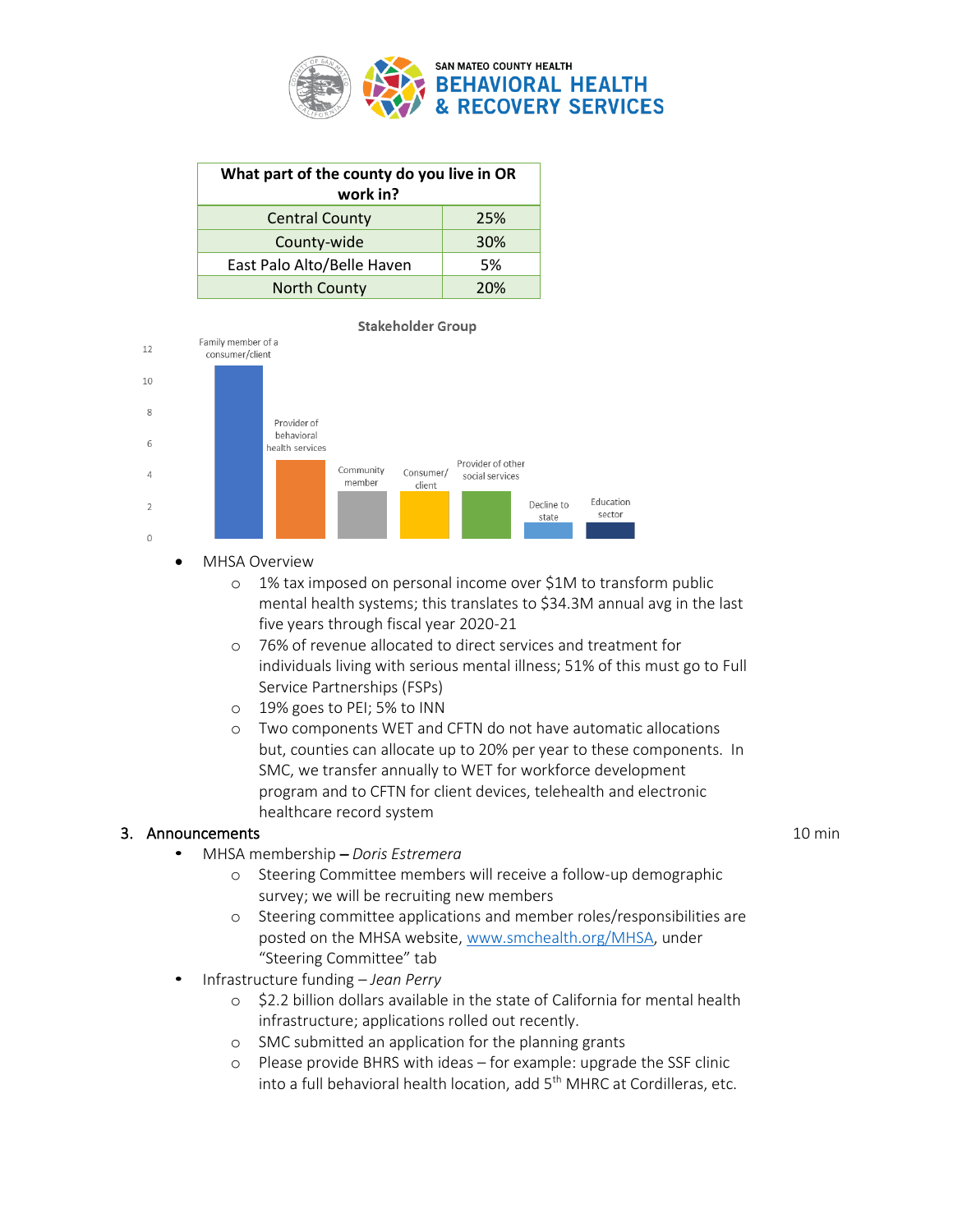| What part of the county do you live in OR work in? | |
|---|---|
| Central County | 25% |
| County-wide | 30% |
| East Palo Alto/Belle Haven | 5% |
| North County | 20% |

**Stakeholder Group**

| Stakeholder Group | Count |
|---|---|
| Family member of a consumer/client | 11 |
| Provider of behavioral health services | 5 |
| Community member | 3 |
| Consumer/ client | 3 |
| Provider of other social services | 3 |
| Decline to state | 1 |
| Education sector | 1 |

- MHSA Overview
  - 1% tax imposed on personal income over $1M to transform public mental health systems; this translates to $34.3M annual avg in the last five years through fiscal year 2020-21
  - 76% of revenue allocated to direct services and treatment for individuals living with serious mental illness; 51% of this must go to Full Service Partnerships (FSPs)
  - 19% goes to PEI; 5% to INN
  - Two components WET and CFTN do not have automatic allocations but, counties can allocate up to 20% per year to these components. In SMC, we transfer annually to WET for workforce development program and to CFTN for client devices, telehealth and electronic healthcare record system

3. Announcements — 10 min

- MHSA membership – *Doris Estremera*
  - Steering Committee members will receive a follow-up demographic survey; we will be recruiting new members
  - Steering committee applications and member roles/responsibilities are posted on the MHSA website, www.smchealth.org/MHSA, under "Steering Committee" tab
- Infrastructure funding – *Jean Perry*
  - $2.2 billion dollars available in the state of California for mental health infrastructure; applications rolled out recently.
  - SMC submitted an application for the planning grants
  - Please provide BHRS with ideas – for example: upgrade the SSF clinic into a full behavioral health location, add 5th MHRC at Cordilleras, etc.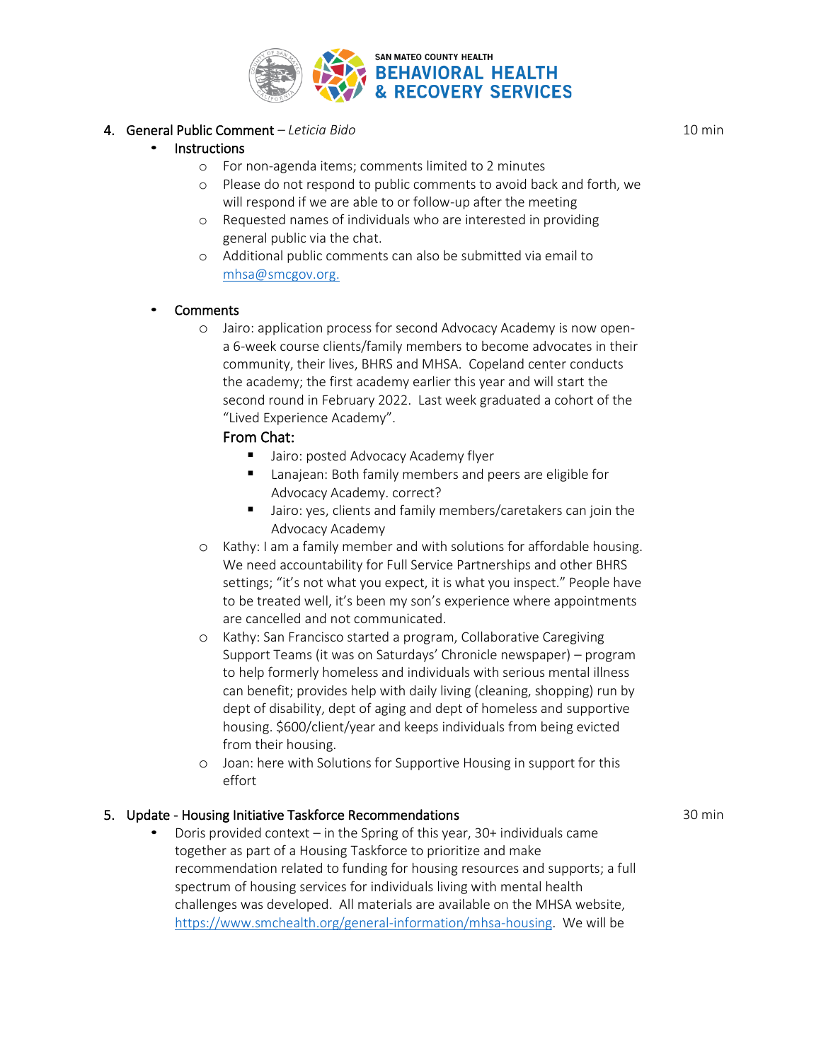4. General Public Comment – *Leticia Bido* 10 min

- Instructions
  - For non-agenda items; comments limited to 2 minutes
  - Please do not respond to public comments to avoid back and forth, we will respond if we are able to or follow-up after the meeting
  - Requested names of individuals who are interested in providing general public via the chat.
  - Additional public comments can also be submitted via email to mhsa@smcgov.org.

- Comments
  - Jairo: application process for second Advocacy Academy is now open- a 6-week course clients/family members to become advocates in their community, their lives, BHRS and MHSA. Copeland center conducts the academy; the first academy earlier this year and will start the second round in February 2022. Last week graduated a cohort of the "Lived Experience Academy".

    From Chat:
    - Jairo: posted Advocacy Academy flyer
    - Lanajean: Both family members and peers are eligible for Advocacy Academy. correct?
    - Jairo: yes, clients and family members/caretakers can join the Advocacy Academy
  - Kathy: I am a family member and with solutions for affordable housing. We need accountability for Full Service Partnerships and other BHRS settings; "it's not what you expect, it is what you inspect." People have to be treated well, it's been my son's experience where appointments are cancelled and not communicated.
  - Kathy: San Francisco started a program, Collaborative Caregiving Support Teams (it was on Saturdays' Chronicle newspaper) – program to help formerly homeless and individuals with serious mental illness can benefit; provides help with daily living (cleaning, shopping) run by dept of disability, dept of aging and dept of homeless and supportive housing. $600/client/year and keeps individuals from being evicted from their housing.
  - Joan: here with Solutions for Supportive Housing in support for this effort

5. Update - Housing Initiative Taskforce Recommendations 30 min

- Doris provided context – in the Spring of this year, 30+ individuals came together as part of a Housing Taskforce to prioritize and make recommendation related to funding for housing resources and supports; a full spectrum of housing services for individuals living with mental health challenges was developed. All materials are available on the MHSA website, https://www.smchealth.org/general-information/mhsa-housing. We will be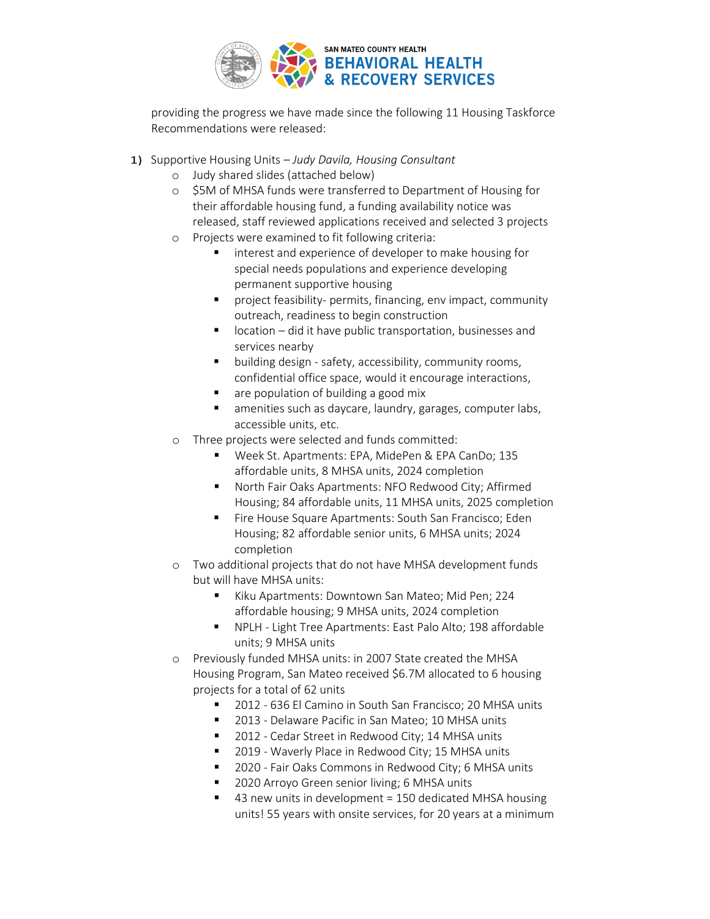providing the progress we have made since the following 11 Housing Taskforce Recommendations were released:

1) Supportive Housing Units – *Judy Davila, Housing Consultant*
   - Judy shared slides (attached below)
   - $5M of MHSA funds were transferred to Department of Housing for their affordable housing fund, a funding availability notice was released, staff reviewed applications received and selected 3 projects
   - Projects were examined to fit following criteria:
     - interest and experience of developer to make housing for special needs populations and experience developing permanent supportive housing
     - project feasibility- permits, financing, env impact, community outreach, readiness to begin construction
     - location – did it have public transportation, businesses and services nearby
     - building design - safety, accessibility, community rooms, confidential office space, would it encourage interactions,
     - are population of building a good mix
     - amenities such as daycare, laundry, garages, computer labs, accessible units, etc.
   - Three projects were selected and funds committed:
     - Week St. Apartments: EPA, MidePen & EPA CanDo; 135 affordable units, 8 MHSA units, 2024 completion
     - North Fair Oaks Apartments: NFO Redwood City; Affirmed Housing; 84 affordable units, 11 MHSA units, 2025 completion
     - Fire House Square Apartments: South San Francisco; Eden Housing; 82 affordable senior units, 6 MHSA units; 2024 completion
   - Two additional projects that do not have MHSA development funds but will have MHSA units:
     - Kiku Apartments: Downtown San Mateo; Mid Pen; 224 affordable housing; 9 MHSA units, 2024 completion
     - NPLH - Light Tree Apartments: East Palo Alto; 198 affordable units; 9 MHSA units
   - Previously funded MHSA units: in 2007 State created the MHSA Housing Program, San Mateo received $6.7M allocated to 6 housing projects for a total of 62 units
     - 2012 - 636 El Camino in South San Francisco; 20 MHSA units
     - 2013 - Delaware Pacific in San Mateo; 10 MHSA units
     - 2012 - Cedar Street in Redwood City; 14 MHSA units
     - 2019 - Waverly Place in Redwood City; 15 MHSA units
     - 2020 - Fair Oaks Commons in Redwood City; 6 MHSA units
     - 2020 Arroyo Green senior living; 6 MHSA units
     - 43 new units in development = 150 dedicated MHSA housing units! 55 years with onsite services, for 20 years at a minimum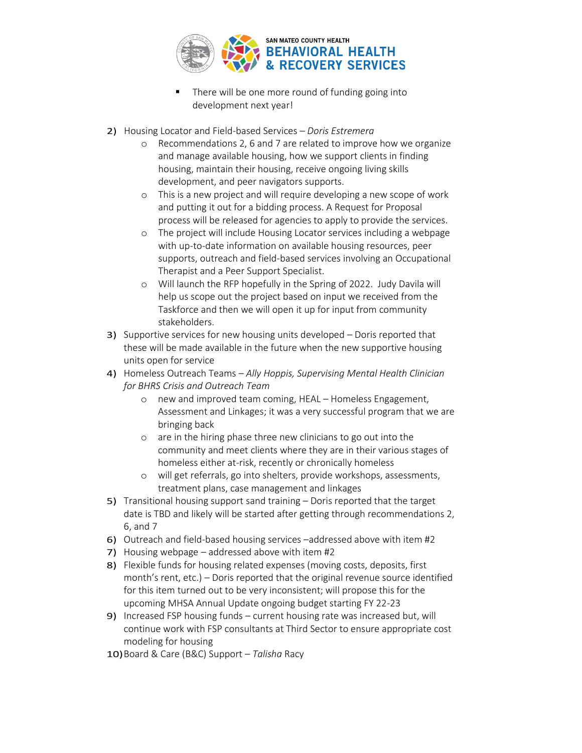- There will be one more round of funding going into development next year!

2) Housing Locator and Field-based Services – *Doris Estremera*
   - Recommendations 2, 6 and 7 are related to improve how we organize and manage available housing, how we support clients in finding housing, maintain their housing, receive ongoing living skills development, and peer navigators supports.
   - This is a new project and will require developing a new scope of work and putting it out for a bidding process. A Request for Proposal process will be released for agencies to apply to provide the services.
   - The project will include Housing Locator services including a webpage with up-to-date information on available housing resources, peer supports, outreach and field-based services involving an Occupational Therapist and a Peer Support Specialist.
   - Will launch the RFP hopefully in the Spring of 2022. Judy Davila will help us scope out the project based on input we received from the Taskforce and then we will open it up for input from community stakeholders.
3) Supportive services for new housing units developed – Doris reported that these will be made available in the future when the new supportive housing units open for service
4) Homeless Outreach Teams – *Ally Hoppis, Supervising Mental Health Clinician for BHRS Crisis and Outreach Team*
   - new and improved team coming, HEAL – Homeless Engagement, Assessment and Linkages; it was a very successful program that we are bringing back
   - are in the hiring phase three new clinicians to go out into the community and meet clients where they are in their various stages of homeless either at-risk, recently or chronically homeless
   - will get referrals, go into shelters, provide workshops, assessments, treatment plans, case management and linkages
5) Transitional housing support sand training – Doris reported that the target date is TBD and likely will be started after getting through recommendations 2, 6, and 7
6) Outreach and field-based housing services –addressed above with item #2
7) Housing webpage – addressed above with item #2
8) Flexible funds for housing related expenses (moving costs, deposits, first month's rent, etc.) – Doris reported that the original revenue source identified for this item turned out to be very inconsistent; will propose this for the upcoming MHSA Annual Update ongoing budget starting FY 22-23
9) Increased FSP housing funds – current housing rate was increased but, will continue work with FSP consultants at Third Sector to ensure appropriate cost modeling for housing
10) Board & Care (B&C) Support – *Talisha* Racy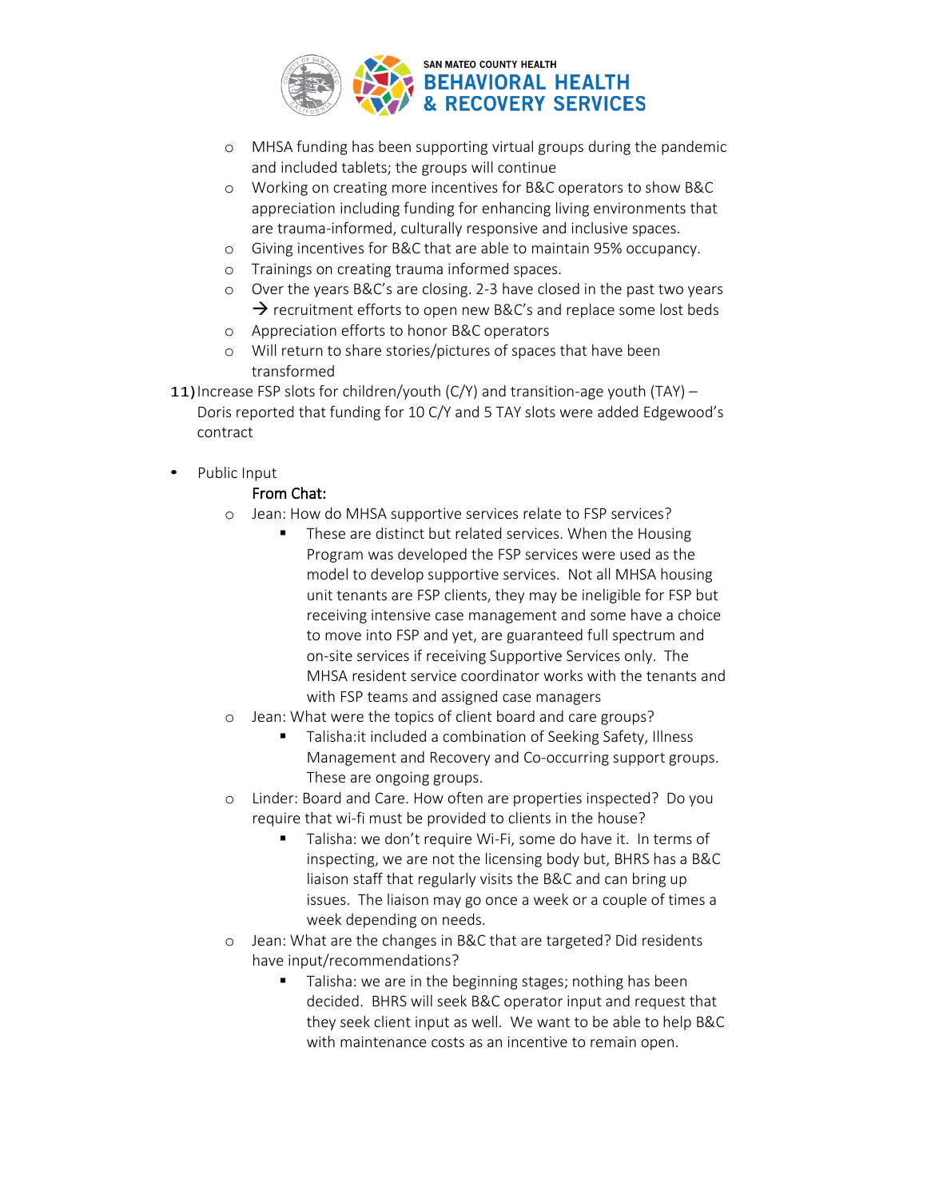- MHSA funding has been supporting virtual groups during the pandemic and included tablets; the groups will continue
  - Working on creating more incentives for B&C operators to show B&C appreciation including funding for enhancing living environments that are trauma-informed, culturally responsive and inclusive spaces.
  - Giving incentives for B&C that are able to maintain 95% occupancy.
  - Trainings on creating trauma informed spaces.
  - Over the years B&C's are closing. 2-3 have closed in the past two years → recruitment efforts to open new B&C's and replace some lost beds
  - Appreciation efforts to honor B&C operators
  - Will return to share stories/pictures of spaces that have been transformed

11) Increase FSP slots for children/youth (C/Y) and transition-age youth (TAY) – Doris reported that funding for 10 C/Y and 5 TAY slots were added Edgewood's contract

- Public Input

  **From Chat:**
  - Jean: How do MHSA supportive services relate to FSP services?
    - These are distinct but related services. When the Housing Program was developed the FSP services were used as the model to develop supportive services. Not all MHSA housing unit tenants are FSP clients, they may be ineligible for FSP but receiving intensive case management and some have a choice to move into FSP and yet, are guaranteed full spectrum and on-site services if receiving Supportive Services only. The MHSA resident service coordinator works with the tenants and with FSP teams and assigned case managers
  - Jean: What were the topics of client board and care groups?
    - Talisha:it included a combination of Seeking Safety, Illness Management and Recovery and Co-occurring support groups. These are ongoing groups.
  - Linder: Board and Care. How often are properties inspected? Do you require that wi-fi must be provided to clients in the house?
    - Talisha: we don't require Wi-Fi, some do have it. In terms of inspecting, we are not the licensing body but, BHRS has a B&C liaison staff that regularly visits the B&C and can bring up issues. The liaison may go once a week or a couple of times a week depending on needs.
  - Jean: What are the changes in B&C that are targeted? Did residents have input/recommendations?
    - Talisha: we are in the beginning stages; nothing has been decided. BHRS will seek B&C operator input and request that they seek client input as well. We want to be able to help B&C with maintenance costs as an incentive to remain open.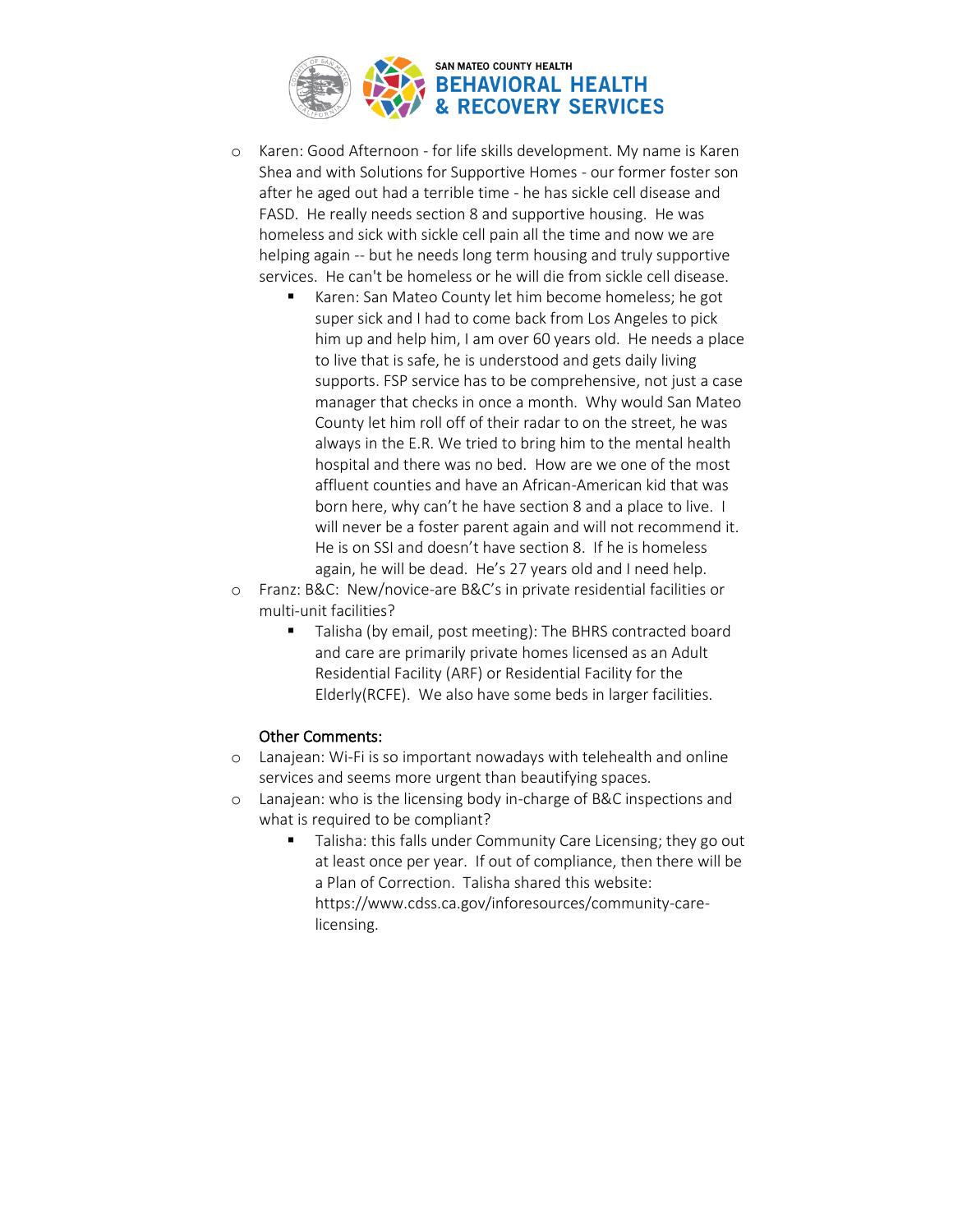- Karen: Good Afternoon - for life skills development. My name is Karen Shea and with Solutions for Supportive Homes - our former foster son after he aged out had a terrible time - he has sickle cell disease and FASD. He really needs section 8 and supportive housing. He was homeless and sick with sickle cell pain all the time and now we are helping again -- but he needs long term housing and truly supportive services. He can't be homeless or he will die from sickle cell disease.
  - Karen: San Mateo County let him become homeless; he got super sick and I had to come back from Los Angeles to pick him up and help him, I am over 60 years old. He needs a place to live that is safe, he is understood and gets daily living supports. FSP service has to be comprehensive, not just a case manager that checks in once a month. Why would San Mateo County let him roll off of their radar to on the street, he was always in the E.R. We tried to bring him to the mental health hospital and there was no bed. How are we one of the most affluent counties and have an African-American kid that was born here, why can't he have section 8 and a place to live. I will never be a foster parent again and will not recommend it. He is on SSI and doesn't have section 8. If he is homeless again, he will be dead. He's 27 years old and I need help.
- Franz: B&C: New/novice-are B&C's in private residential facilities or multi-unit facilities?
  - Talisha (by email, post meeting): The BHRS contracted board and care are primarily private homes licensed as an Adult Residential Facility (ARF) or Residential Facility for the Elderly(RCFE). We also have some beds in larger facilities.

Other Comments:

- Lanajean: Wi-Fi is so important nowadays with telehealth and online services and seems more urgent than beautifying spaces.
- Lanajean: who is the licensing body in-charge of B&C inspections and what is required to be compliant?
  - Talisha: this falls under Community Care Licensing; they go out at least once per year. If out of compliance, then there will be a Plan of Correction. Talisha shared this website: https://www.cdss.ca.gov/inforesources/community-care-licensing.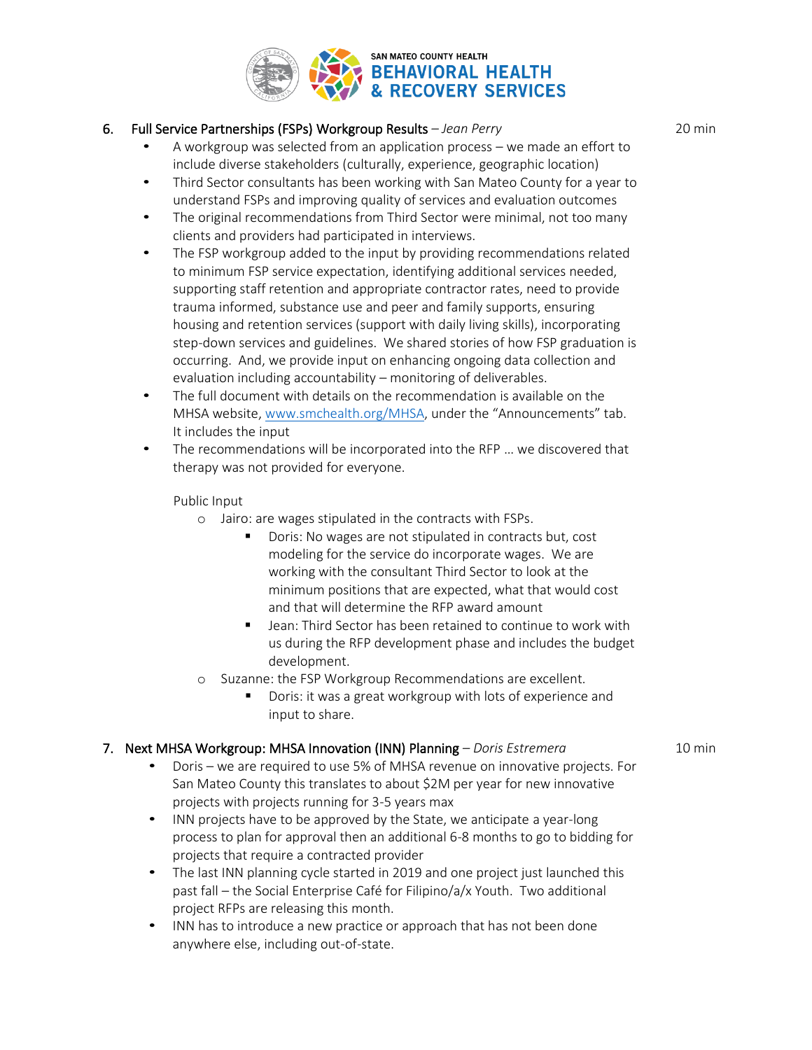6. **Full Service Partnerships (FSPs) Workgroup Results** – *Jean Perry* 20 min

- A workgroup was selected from an application process – we made an effort to include diverse stakeholders (culturally, experience, geographic location)
- Third Sector consultants has been working with San Mateo County for a year to understand FSPs and improving quality of services and evaluation outcomes
- The original recommendations from Third Sector were minimal, not too many clients and providers had participated in interviews.
- The FSP workgroup added to the input by providing recommendations related to minimum FSP service expectation, identifying additional services needed, supporting staff retention and appropriate contractor rates, need to provide trauma informed, substance use and peer and family supports, ensuring housing and retention services (support with daily living skills), incorporating step-down services and guidelines. We shared stories of how FSP graduation is occurring. And, we provide input on enhancing ongoing data collection and evaluation including accountability – monitoring of deliverables.
- The full document with details on the recommendation is available on the MHSA website, www.smchealth.org/MHSA, under the "Announcements" tab. It includes the input
- The recommendations will be incorporated into the RFP … we discovered that therapy was not provided for everyone.

Public Input

- Jairo: are wages stipulated in the contracts with FSPs.
  - Doris: No wages are not stipulated in contracts but, cost modeling for the service do incorporate wages. We are working with the consultant Third Sector to look at the minimum positions that are expected, what that would cost and that will determine the RFP award amount
  - Jean: Third Sector has been retained to continue to work with us during the RFP development phase and includes the budget development.
- Suzanne: the FSP Workgroup Recommendations are excellent.
  - Doris: it was a great workgroup with lots of experience and input to share.

7. **Next MHSA Workgroup: MHSA Innovation (INN) Planning** – *Doris Estremera* 10 min

- Doris – we are required to use 5% of MHSA revenue on innovative projects. For San Mateo County this translates to about $2M per year for new innovative projects with projects running for 3-5 years max
- INN projects have to be approved by the State, we anticipate a year-long process to plan for approval then an additional 6-8 months to go to bidding for projects that require a contracted provider
- The last INN planning cycle started in 2019 and one project just launched this past fall – the Social Enterprise Café for Filipino/a/x Youth. Two additional project RFPs are releasing this month.
- INN has to introduce a new practice or approach that has not been done anywhere else, including out-of-state.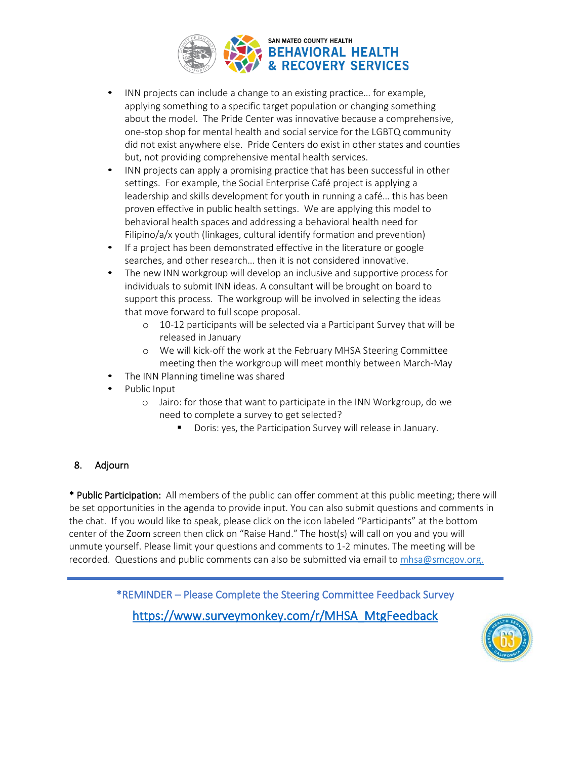- INN projects can include a change to an existing practice… for example, applying something to a specific target population or changing something about the model. The Pride Center was innovative because a comprehensive, one-stop shop for mental health and social service for the LGBTQ community did not exist anywhere else. Pride Centers do exist in other states and counties but, not providing comprehensive mental health services.
- INN projects can apply a promising practice that has been successful in other settings. For example, the Social Enterprise Café project is applying a leadership and skills development for youth in running a café… this has been proven effective in public health settings. We are applying this model to behavioral health spaces and addressing a behavioral health need for Filipino/a/x youth (linkages, cultural identify formation and prevention)
- If a project has been demonstrated effective in the literature or google searches, and other research… then it is not considered innovative.
- The new INN workgroup will develop an inclusive and supportive process for individuals to submit INN ideas. A consultant will be brought on board to support this process. The workgroup will be involved in selecting the ideas that move forward to full scope proposal.
  - 10-12 participants will be selected via a Participant Survey that will be released in January
  - We will kick-off the work at the February MHSA Steering Committee meeting then the workgroup will meet monthly between March-May
- The INN Planning timeline was shared
- Public Input
  - Jairo: for those that want to participate in the INN Workgroup, do we need to complete a survey to get selected?
    - Doris: yes, the Participation Survey will release in January.

8. Adjourn

**\* Public Participation:** All members of the public can offer comment at this public meeting; there will be set opportunities in the agenda to provide input. You can also submit questions and comments in the chat. If you would like to speak, please click on the icon labeled "Participants" at the bottom center of the Zoom screen then click on "Raise Hand." The host(s) will call on you and you will unmute yourself. Please limit your questions and comments to 1-2 minutes. The meeting will be recorded. Questions and public comments can also be submitted via email to mhsa@smcgov.org.

*REMINDER – Please Complete the Steering Committee Feedback Survey

https://www.surveymonkey.com/r/MHSA_MtgFeedback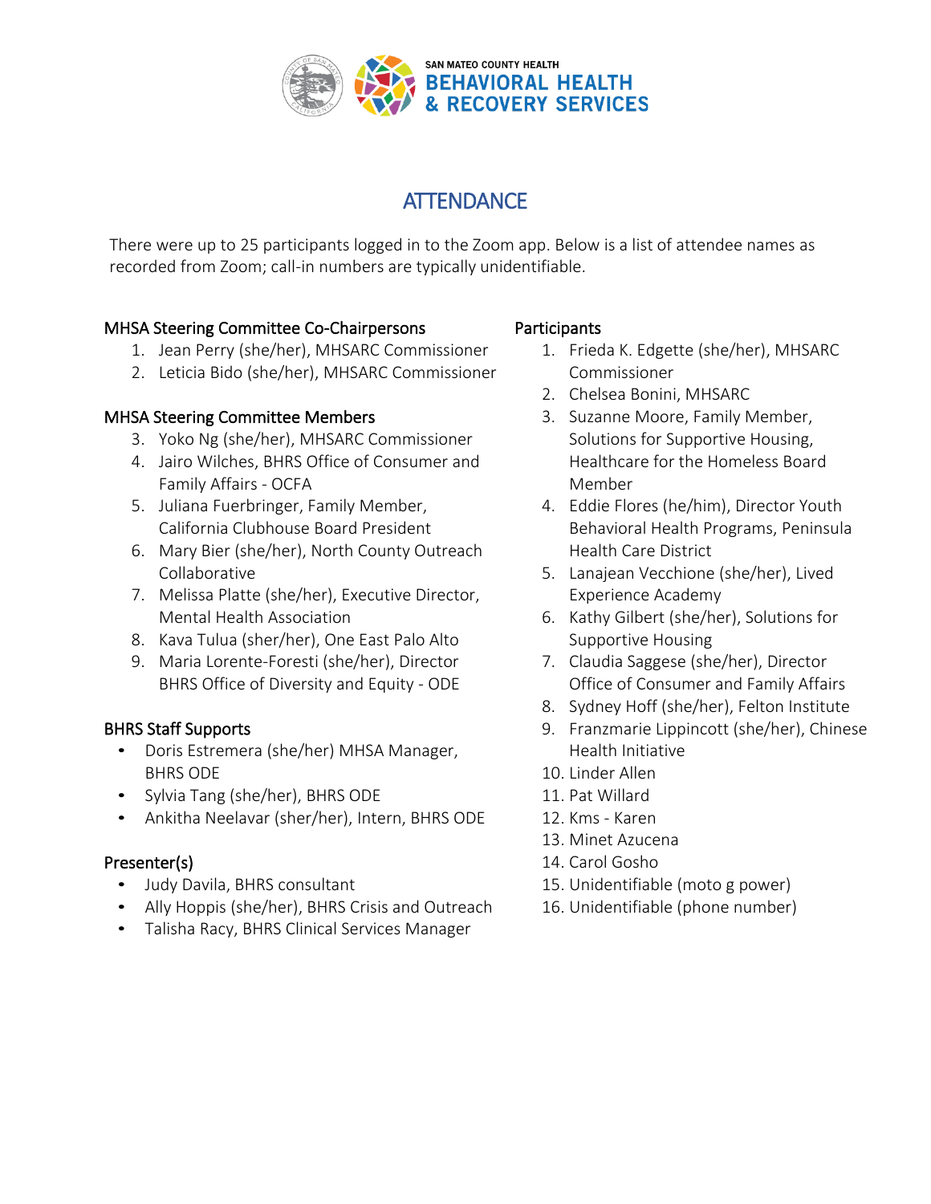SAN MATEO COUNTY HEALTH
BEHAVIORAL HEALTH
& RECOVERY SERVICES

# ATTENDANCE

There were up to 25 participants logged in to the Zoom app. Below is a list of attendee names as recorded from Zoom; call-in numbers are typically unidentifiable.

### MHSA Steering Committee Co-Chairpersons

1. Jean Perry (she/her), MHSARC Commissioner
2. Leticia Bido (she/her), MHSARC Commissioner

### MHSA Steering Committee Members

3. Yoko Ng (she/her), MHSARC Commissioner
4. Jairo Wilches, BHRS Office of Consumer and Family Affairs - OCFA
5. Juliana Fuerbringer, Family Member, California Clubhouse Board President
6. Mary Bier (she/her), North County Outreach Collaborative
7. Melissa Platte (she/her), Executive Director, Mental Health Association
8. Kava Tulua (sher/her), One East Palo Alto
9. Maria Lorente-Foresti (she/her), Director BHRS Office of Diversity and Equity - ODE

### BHRS Staff Supports

- Doris Estremera (she/her) MHSA Manager, BHRS ODE
- Sylvia Tang (she/her), BHRS ODE
- Ankitha Neelavar (sher/her), Intern, BHRS ODE

### Presenter(s)

- Judy Davila, BHRS consultant
- Ally Hoppis (she/her), BHRS Crisis and Outreach
- Talisha Racy, BHRS Clinical Services Manager

### Participants

1. Frieda K. Edgette (she/her), MHSARC Commissioner
2. Chelsea Bonini, MHSARC
3. Suzanne Moore, Family Member, Solutions for Supportive Housing, Healthcare for the Homeless Board Member
4. Eddie Flores (he/him), Director Youth Behavioral Health Programs, Peninsula Health Care District
5. Lanajean Vecchione (she/her), Lived Experience Academy
6. Kathy Gilbert (she/her), Solutions for Supportive Housing
7. Claudia Saggese (she/her), Director Office of Consumer and Family Affairs
8. Sydney Hoff (she/her), Felton Institute
9. Franzmarie Lippincott (she/her), Chinese Health Initiative
10. Linder Allen
11. Pat Willard
12. Kms - Karen
13. Minet Azucena
14. Carol Gosho
15. Unidentifiable (moto g power)
16. Unidentifiable (phone number)